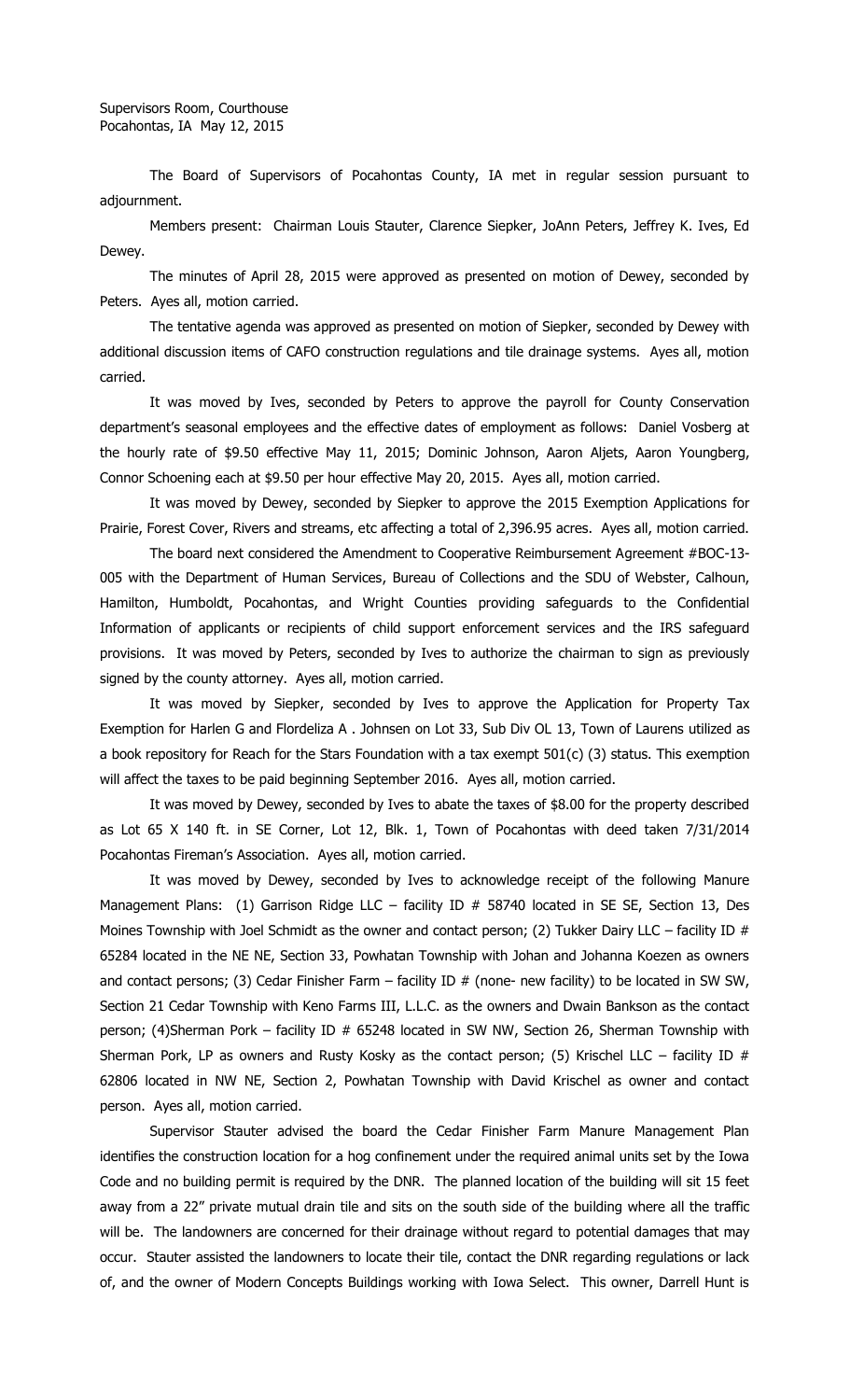Supervisors Room, Courthouse
Pocahontas, IA May 12, 2015

The Board of Supervisors of Pocahontas County, IA met in regular session pursuant to adjournment.

Members present: Chairman Louis Stauter, Clarence Siepker, JoAnn Peters, Jeffrey K. Ives, Ed Dewey.

The minutes of April 28, 2015 were approved as presented on motion of Dewey, seconded by Peters. Ayes all, motion carried.

The tentative agenda was approved as presented on motion of Siepker, seconded by Dewey with additional discussion items of CAFO construction regulations and tile drainage systems. Ayes all, motion carried.

It was moved by Ives, seconded by Peters to approve the payroll for County Conservation department's seasonal employees and the effective dates of employment as follows: Daniel Vosberg at the hourly rate of $9.50 effective May 11, 2015; Dominic Johnson, Aaron Aljets, Aaron Youngberg, Connor Schoening each at $9.50 per hour effective May 20, 2015. Ayes all, motion carried.

It was moved by Dewey, seconded by Siepker to approve the 2015 Exemption Applications for Prairie, Forest Cover, Rivers and streams, etc affecting a total of 2,396.95 acres. Ayes all, motion carried.

The board next considered the Amendment to Cooperative Reimbursement Agreement #BOC-13-005 with the Department of Human Services, Bureau of Collections and the SDU of Webster, Calhoun, Hamilton, Humboldt, Pocahontas, and Wright Counties providing safeguards to the Confidential Information of applicants or recipients of child support enforcement services and the IRS safeguard provisions. It was moved by Peters, seconded by Ives to authorize the chairman to sign as previously signed by the county attorney. Ayes all, motion carried.

It was moved by Siepker, seconded by Ives to approve the Application for Property Tax Exemption for Harlen G and Flordeliza A . Johnsen on Lot 33, Sub Div OL 13, Town of Laurens utilized as a book repository for Reach for the Stars Foundation with a tax exempt 501(c) (3) status. This exemption will affect the taxes to be paid beginning September 2016. Ayes all, motion carried.

It was moved by Dewey, seconded by Ives to abate the taxes of $8.00 for the property described as Lot 65 X 140 ft. in SE Corner, Lot 12, Blk. 1, Town of Pocahontas with deed taken 7/31/2014 Pocahontas Fireman's Association. Ayes all, motion carried.

It was moved by Dewey, seconded by Ives to acknowledge receipt of the following Manure Management Plans: (1) Garrison Ridge LLC – facility ID # 58740 located in SE SE, Section 13, Des Moines Township with Joel Schmidt as the owner and contact person; (2) Tukker Dairy LLC – facility ID # 65284 located in the NE NE, Section 33, Powhatan Township with Johan and Johanna Koezen as owners and contact persons; (3) Cedar Finisher Farm – facility ID # (none- new facility) to be located in SW SW, Section 21 Cedar Township with Keno Farms III, L.L.C. as the owners and Dwain Bankson as the contact person; (4)Sherman Pork – facility ID # 65248 located in SW NW, Section 26, Sherman Township with Sherman Pork, LP as owners and Rusty Kosky as the contact person; (5) Krischel LLC – facility ID # 62806 located in NW NE, Section 2, Powhatan Township with David Krischel as owner and contact person. Ayes all, motion carried.

Supervisor Stauter advised the board the Cedar Finisher Farm Manure Management Plan identifies the construction location for a hog confinement under the required animal units set by the Iowa Code and no building permit is required by the DNR. The planned location of the building will sit 15 feet away from a 22" private mutual drain tile and sits on the south side of the building where all the traffic will be. The landowners are concerned for their drainage without regard to potential damages that may occur. Stauter assisted the landowners to locate their tile, contact the DNR regarding regulations or lack of, and the owner of Modern Concepts Buildings working with Iowa Select. This owner, Darrell Hunt is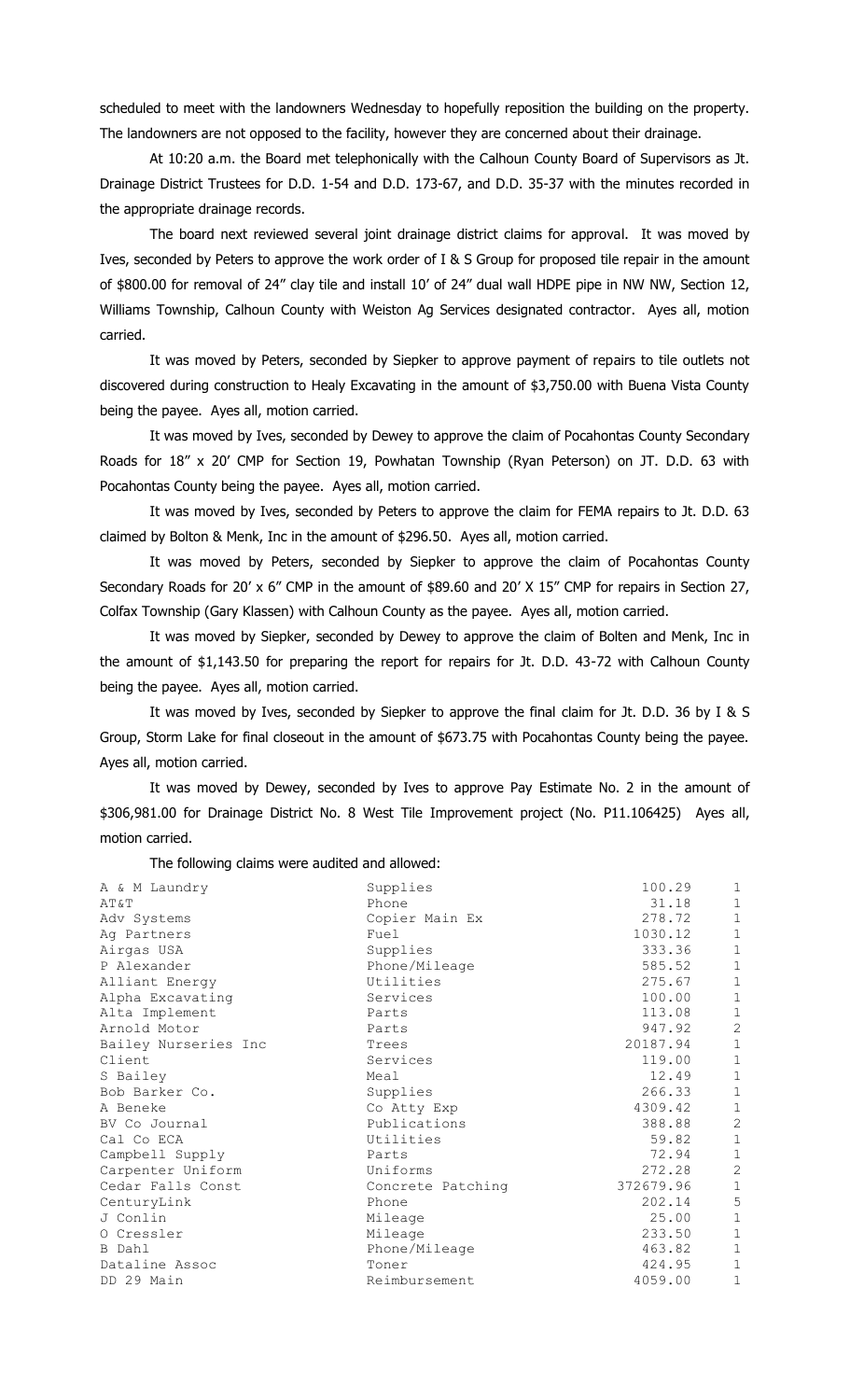scheduled to meet with the landowners Wednesday to hopefully reposition the building on the property. The landowners are not opposed to the facility, however they are concerned about their drainage.

At 10:20 a.m. the Board met telephonically with the Calhoun County Board of Supervisors as Jt. Drainage District Trustees for D.D. 1-54 and D.D. 173-67, and D.D. 35-37 with the minutes recorded in the appropriate drainage records.

The board next reviewed several joint drainage district claims for approval. It was moved by Ives, seconded by Peters to approve the work order of I & S Group for proposed tile repair in the amount of $800.00 for removal of 24" clay tile and install 10' of 24" dual wall HDPE pipe in NW NW, Section 12, Williams Township, Calhoun County with Weiston Ag Services designated contractor. Ayes all, motion carried.

It was moved by Peters, seconded by Siepker to approve payment of repairs to tile outlets not discovered during construction to Healy Excavating in the amount of $3,750.00 with Buena Vista County being the payee. Ayes all, motion carried.

It was moved by Ives, seconded by Dewey to approve the claim of Pocahontas County Secondary Roads for 18" x 20' CMP for Section 19, Powhatan Township (Ryan Peterson) on JT. D.D. 63 with Pocahontas County being the payee. Ayes all, motion carried.

It was moved by Ives, seconded by Peters to approve the claim for FEMA repairs to Jt. D.D. 63 claimed by Bolton & Menk, Inc in the amount of $296.50. Ayes all, motion carried.

It was moved by Peters, seconded by Siepker to approve the claim of Pocahontas County Secondary Roads for 20' x 6" CMP in the amount of $89.60 and 20' X 15" CMP for repairs in Section 27, Colfax Township (Gary Klassen) with Calhoun County as the payee. Ayes all, motion carried.

It was moved by Siepker, seconded by Dewey to approve the claim of Bolten and Menk, Inc in the amount of $1,143.50 for preparing the report for repairs for Jt. D.D. 43-72 with Calhoun County being the payee. Ayes all, motion carried.

It was moved by Ives, seconded by Siepker to approve the final claim for Jt. D.D. 36 by I & S Group, Storm Lake for final closeout in the amount of $673.75 with Pocahontas County being the payee. Ayes all, motion carried.

It was moved by Dewey, seconded by Ives to approve Pay Estimate No. 2 in the amount of $306,981.00 for Drainage District No. 8 West Tile Improvement project (No. P11.106425) Ayes all, motion carried.

The following claims were audited and allowed:

| | | | |
|---|---|---|---|
| A & M Laundry | Supplies | 100.29 | 1 |
| AT&T | Phone | 31.18 | 1 |
| Adv Systems | Copier Main Ex | 278.72 | 1 |
| Ag Partners | Fuel | 1030.12 | 1 |
| Airgas USA | Supplies | 333.36 | 1 |
| P Alexander | Phone/Mileage | 585.52 | 1 |
| Alliant Energy | Utilities | 275.67 | 1 |
| Alpha Excavating | Services | 100.00 | 1 |
| Alta Implement | Parts | 113.08 | 1 |
| Arnold Motor | Parts | 947.92 | 2 |
| Bailey Nurseries Inc | Trees | 20187.94 | 1 |
| Client | Services | 119.00 | 1 |
| S Bailey | Meal | 12.49 | 1 |
| Bob Barker Co. | Supplies | 266.33 | 1 |
| A Beneke | Co Atty Exp | 4309.42 | 1 |
| BV Co Journal | Publications | 388.88 | 2 |
| Cal Co ECA | Utilities | 59.82 | 1 |
| Campbell Supply | Parts | 72.94 | 1 |
| Carpenter Uniform | Uniforms | 272.28 | 2 |
| Cedar Falls Const | Concrete Patching | 372679.96 | 1 |
| CenturyLink | Phone | 202.14 | 5 |
| J Conlin | Mileage | 25.00 | 1 |
| O Cressler | Mileage | 233.50 | 1 |
| B Dahl | Phone/Mileage | 463.82 | 1 |
| Dataline Assoc | Toner | 424.95 | 1 |
| DD 29 Main | Reimbursement | 4059.00 | 1 |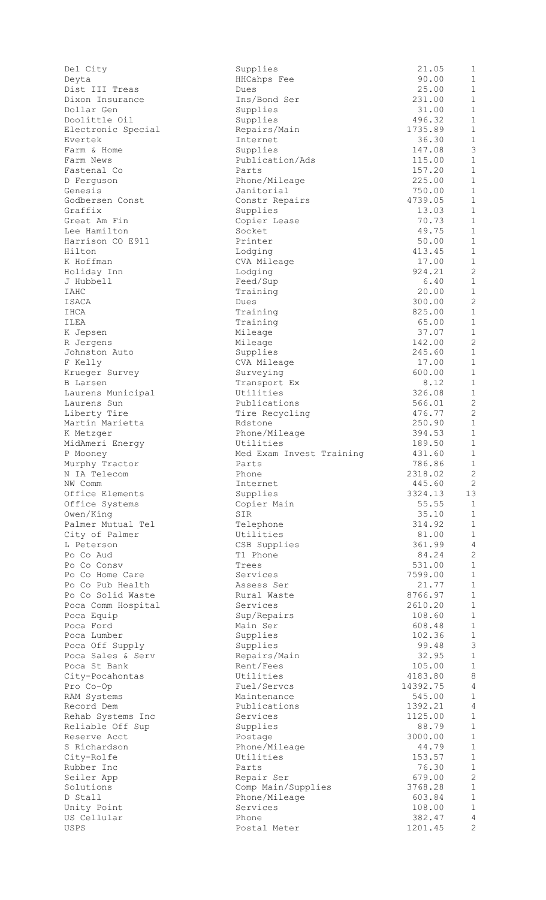| | | | |
|---|---|---|---|
| Del City | Supplies | 21.05 | 1 |
| Deyta | HHCahps Fee | 90.00 | 1 |
| Dist III Treas | Dues | 25.00 | 1 |
| Dixon Insurance | Ins/Bond Ser | 231.00 | 1 |
| Dollar Gen | Supplies | 31.00 | 1 |
| Doolittle Oil | Supplies | 496.32 | 1 |
| Electronic Special | Repairs/Main | 1735.89 | 1 |
| Evertek | Internet | 36.30 | 1 |
| Farm & Home | Supplies | 147.08 | 3 |
| Farm News | Publication/Ads | 115.00 | 1 |
| Fastenal Co | Parts | 157.20 | 1 |
| D Ferguson | Phone/Mileage | 225.00 | 1 |
| Genesis | Janitorial | 750.00 | 1 |
| Godbersen Const | Constr Repairs | 4739.05 | 1 |
| Graffix | Supplies | 13.03 | 1 |
| Great Am Fin | Copier Lease | 70.73 | 1 |
| Lee Hamilton | Socket | 49.75 | 1 |
| Harrison CO E911 | Printer | 50.00 | 1 |
| Hilton | Lodging | 413.45 | 1 |
| K Hoffman | CVA Mileage | 17.00 | 1 |
| Holiday Inn | Lodging | 924.21 | 2 |
| J Hubbell | Feed/Sup | 6.40 | 1 |
| IAHC | Training | 20.00 | 1 |
| ISACA | Dues | 300.00 | 2 |
| IHCA | Training | 825.00 | 1 |
| ILEA | Training | 65.00 | 1 |
| K Jepsen | Mileage | 37.07 | 1 |
| R Jergens | Mileage | 142.00 | 2 |
| Johnston Auto | Supplies | 245.60 | 1 |
| F Kelly | CVA Mileage | 17.00 | 1 |
| Krueger Survey | Surveying | 600.00 | 1 |
| B Larsen | Transport Ex | 8.12 | 1 |
| Laurens Municipal | Utilities | 326.08 | 1 |
| Laurens Sun | Publications | 566.01 | 2 |
| Liberty Tire | Tire Recycling | 476.77 | 2 |
| Martin Marietta | Rdstone | 250.90 | 1 |
| K Metzger | Phone/Mileage | 394.53 | 1 |
| MidAmeri Energy | Utilities | 189.50 | 1 |
| P Mooney | Med Exam Invest Training | 431.60 | 1 |
| Murphy Tractor | Parts | 786.86 | 1 |
| N IA Telecom | Phone | 2318.02 | 2 |
| NW Comm | Internet | 445.60 | 2 |
| Office Elements | Supplies | 3324.13 | 13 |
| Office Systems | Copier Main | 55.55 | 1 |
| Owen/King | SIR | 35.10 | 1 |
| Palmer Mutual Tel | Telephone | 314.92 | 1 |
| City of Palmer | Utilities | 81.00 | 1 |
| L Peterson | CSB Supplies | 361.99 | 4 |
| Po Co Aud | T1 Phone | 84.24 | 2 |
| Po Co Consv | Trees | 531.00 | 1 |
| Po Co Home Care | Services | 7599.00 | 1 |
| Po Co Pub Health | Assess Ser | 21.77 | 1 |
| Po Co Solid Waste | Rural Waste | 8766.97 | 1 |
| Poca Comm Hospital | Services | 2610.20 | 1 |
| Poca Equip | Sup/Repairs | 108.60 | 1 |
| Poca Ford | Main Ser | 608.48 | 1 |
| Poca Lumber | Supplies | 102.36 | 1 |
| Poca Off Supply | Supplies | 99.48 | 3 |
| Poca Sales & Serv | Repairs/Main | 32.95 | 1 |
| Poca St Bank | Rent/Fees | 105.00 | 1 |
| City-Pocahontas | Utilities | 4183.80 | 8 |
| Pro Co-Op | Fuel/Servcs | 14392.75 | 4 |
| RAM Systems | Maintenance | 545.00 | 1 |
| Record Dem | Publications | 1392.21 | 4 |
| Rehab Systems Inc | Services | 1125.00 | 1 |
| Reliable Off Sup | Supplies | 88.79 | 1 |
| Reserve Acct | Postage | 3000.00 | 1 |
| S Richardson | Phone/Mileage | 44.79 | 1 |
| City-Rolfe | Utilities | 153.57 | 1 |
| Rubber Inc | Parts | 76.30 | 1 |
| Seiler App | Repair Ser | 679.00 | 2 |
| Solutions | Comp Main/Supplies | 3768.28 | 1 |
| D Stall | Phone/Mileage | 603.84 | 1 |
| Unity Point | Services | 108.00 | 1 |
| US Cellular | Phone | 382.47 | 4 |
| USPS | Postal Meter | 1201.45 | 2 |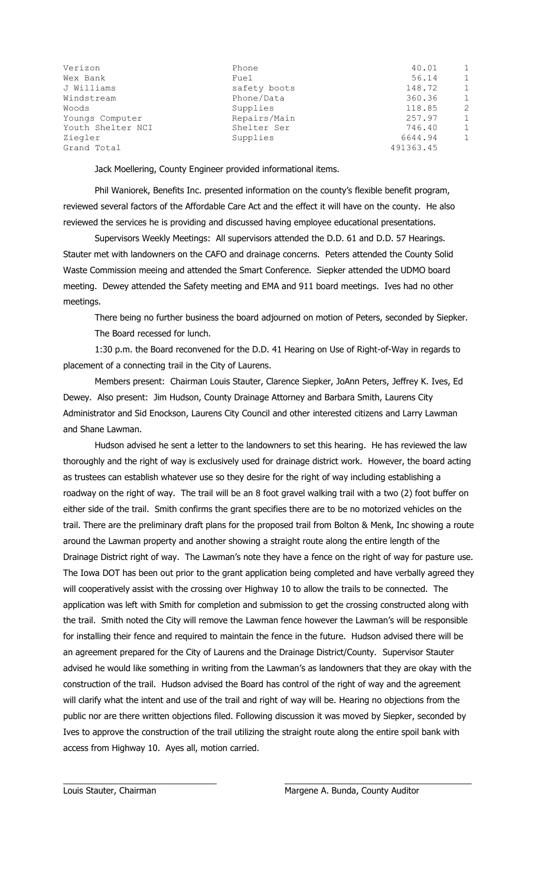| | | | |
|---|---|---|---|
| Verizon | Phone | 40.01 | 1 |
| Wex Bank | Fuel | 56.14 | 1 |
| J Williams | safety boots | 148.72 | 1 |
| Windstream | Phone/Data | 360.36 | 1 |
| Woods | Supplies | 118.85 | 2 |
| Youngs Computer | Repairs/Main | 257.97 | 1 |
| Youth Shelter NCI | Shelter Ser | 746.40 | 1 |
| Ziegler | Supplies | 6644.94 | 1 |
| Grand Total | | 491363.45 | |

Jack Moellering, County Engineer provided informational items.

Phil Waniorek, Benefits Inc. presented information on the county's flexible benefit program, reviewed several factors of the Affordable Care Act and the effect it will have on the county. He also reviewed the services he is providing and discussed having employee educational presentations.

Supervisors Weekly Meetings: All supervisors attended the D.D. 61 and D.D. 57 Hearings. Stauter met with landowners on the CAFO and drainage concerns. Peters attended the County Solid Waste Commission meeing and attended the Smart Conference. Siepker attended the UDMO board meeting. Dewey attended the Safety meeting and EMA and 911 board meetings. Ives had no other meetings.

There being no further business the board adjourned on motion of Peters, seconded by Siepker.

The Board recessed for lunch.

1:30 p.m. the Board reconvened for the D.D. 41 Hearing on Use of Right-of-Way in regards to placement of a connecting trail in the City of Laurens.

Members present: Chairman Louis Stauter, Clarence Siepker, JoAnn Peters, Jeffrey K. Ives, Ed Dewey. Also present: Jim Hudson, County Drainage Attorney and Barbara Smith, Laurens City Administrator and Sid Enockson, Laurens City Council and other interested citizens and Larry Lawman and Shane Lawman.

Hudson advised he sent a letter to the landowners to set this hearing. He has reviewed the law thoroughly and the right of way is exclusively used for drainage district work. However, the board acting as trustees can establish whatever use so they desire for the right of way including establishing a roadway on the right of way. The trail will be an 8 foot gravel walking trail with a two (2) foot buffer on either side of the trail. Smith confirms the grant specifies there are to be no motorized vehicles on the trail. There are the preliminary draft plans for the proposed trail from Bolton & Menk, Inc showing a route around the Lawman property and another showing a straight route along the entire length of the Drainage District right of way. The Lawman's note they have a fence on the right of way for pasture use. The Iowa DOT has been out prior to the grant application being completed and have verbally agreed they will cooperatively assist with the crossing over Highway 10 to allow the trails to be connected. The application was left with Smith for completion and submission to get the crossing constructed along with the trail. Smith noted the City will remove the Lawman fence however the Lawman's will be responsible for installing their fence and required to maintain the fence in the future. Hudson advised there will be an agreement prepared for the City of Laurens and the Drainage District/County. Supervisor Stauter advised he would like something in writing from the Lawman's as landowners that they are okay with the construction of the trail. Hudson advised the Board has control of the right of way and the agreement will clarify what the intent and use of the trail and right of way will be. Hearing no objections from the public nor are there written objections filed. Following discussion it was moved by Siepker, seconded by Ives to approve the construction of the trail utilizing the straight route along the entire spoil bank with access from Highway 10. Ayes all, motion carried.

\_\_\_\_\_\_\_\_\_\_\_\_\_\_\_\_\_\_\_\_\_\_\_\_\_\_\_\_\_\_\_\_ \_\_\_\_\_\_\_\_\_\_\_\_\_\_\_\_\_\_\_\_\_\_\_\_\_\_\_\_\_\_\_\_\_\_\_\_\_\_

Louis Stauter, Chairman Margene A. Bunda, County Auditor